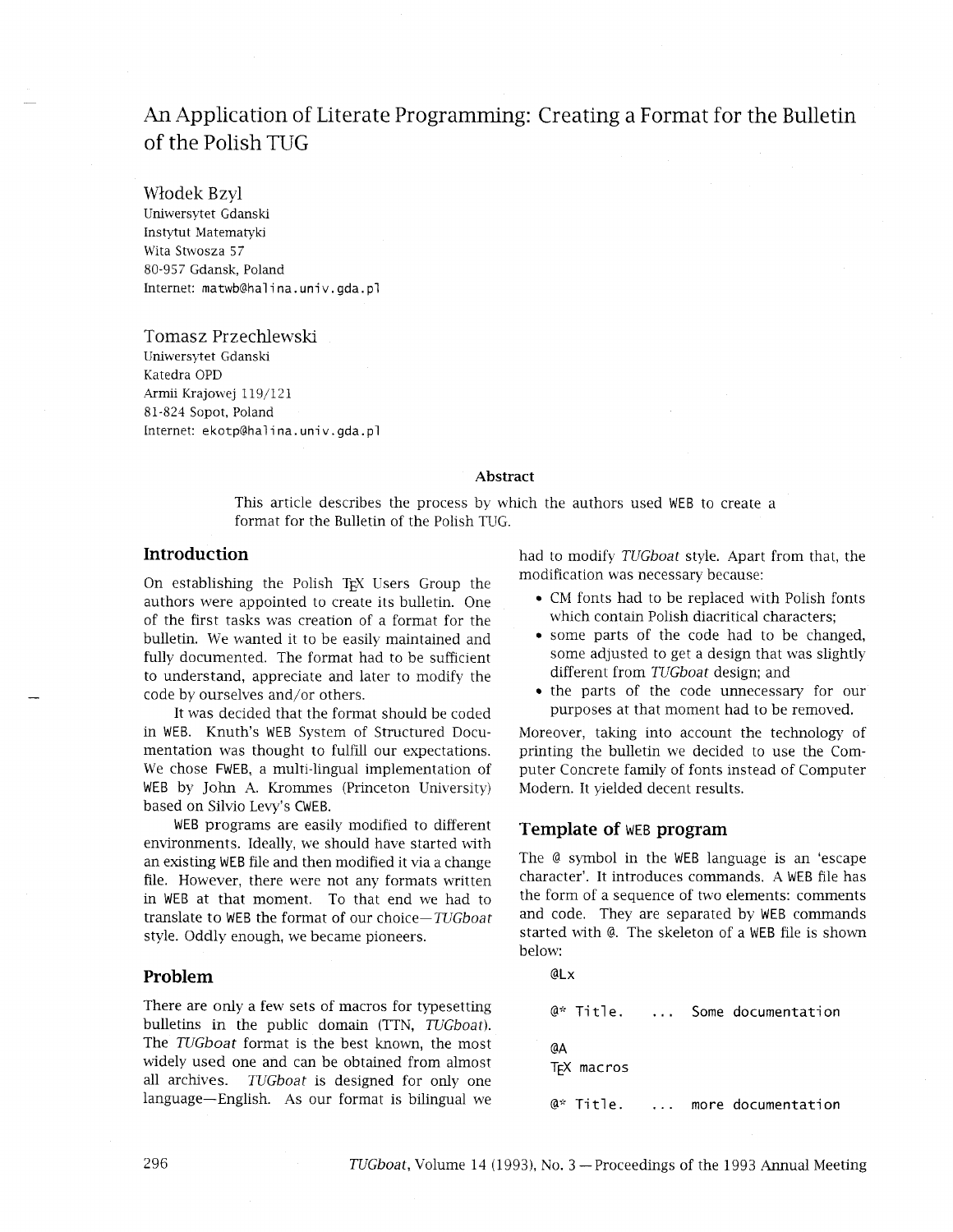# An Application of Literate Programming: Creating a Format for the Bulletin of the Polish TUG

Włodek Bzyl
Uniwersytet Gdanski
Instytut Matematyki
Wita Stwosza 57
80-957 Gdansk, Poland
Internet: matwb@halina.univ.gda.pl

Tomasz Przechlewski
Uniwersytet Gdanski
Katedra OPD
Armii Krajowej 119/121
81-824 Sopot, Poland
Internet: ekotp@halina.univ.gda.pl

### Abstract

This article describes the process by which the authors used WEB to create a format for the Bulletin of the Polish TUG.

## Introduction

On establishing the Polish TEX Users Group the authors were appointed to create its bulletin. One of the first tasks was creation of a format for the bulletin. We wanted it to be easily maintained and fully documented. The format had to be sufficient to understand, appreciate and later to modify the code by ourselves and/or others.

It was decided that the format should be coded in WEB. Knuth's WEB System of Structured Documentation was thought to fulfill our expectations. We chose FWEB, a multi-lingual implementation of WEB by John A. Krommes (Princeton University) based on Silvio Levy's CWEB.

WEB programs are easily modified to different environments. Ideally, we should have started with an existing WEB file and then modified it via a change file. However, there were not any formats written in WEB at that moment. To that end we had to translate to WEB the format of our choice—*TUGboat* style. Oddly enough, we became pioneers.

## Problem

There are only a few sets of macros for typesetting bulletins in the public domain (TTN, *TUGboat*). The *TUGboat* format is the best known, the most widely used one and can be obtained from almost all archives. *TUGboat* is designed for only one language—English. As our format is bilingual we had to modify *TUGboat* style. Apart from that, the modification was necessary because:

- CM fonts had to be replaced with Polish fonts which contain Polish diacritical characters;
- some parts of the code had to be changed, some adjusted to get a design that was slightly different from *TUGboat* design; and
- the parts of the code unnecessary for our purposes at that moment had to be removed.

Moreover, taking into account the technology of printing the bulletin we decided to use the Computer Concrete family of fonts instead of Computer Modern. It yielded decent results.

## Template of WEB program

The @ symbol in the WEB language is an 'escape character'. It introduces commands. A WEB file has the form of a sequence of two elements: comments and code. They are separated by WEB commands started with @. The skeleton of a WEB file is shown below:

```
@Lx

@* Title.   ...  Some documentation

@A
TeX macros

@* Title.   ...  more documentation
```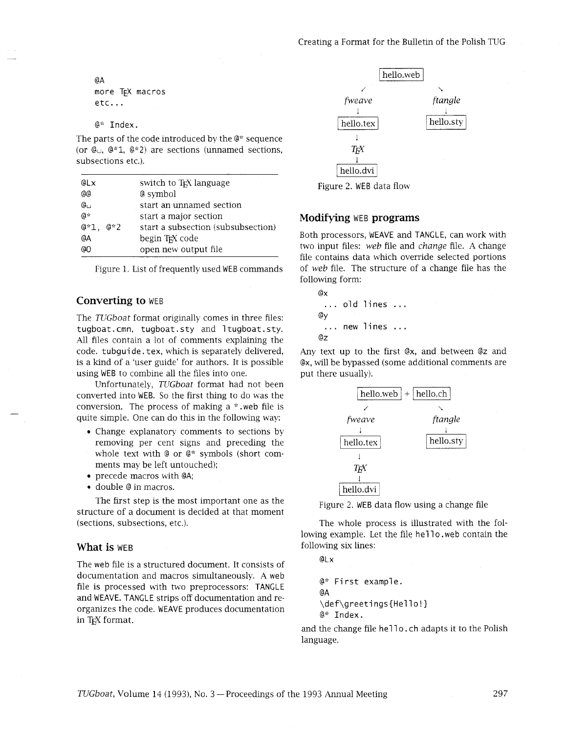```
@A
more TEX macros
etc...

@* Index.
```

The parts of the code introduced by the @* sequence (or @␣, @*1, @*2) are sections (unnamed sections, subsections etc.).

| | |
|---|---|
| @Lx | switch to TEX language |
| @@ | @ symbol |
| @␣ | start an unnamed section |
| @* | start a major section |
| @*1, @*2 | start a subsection (subsubsection) |
| @A | begin TEX code |
| @O | open new output file |

Figure 1. List of frequently used WEB commands

## Converting to WEB

The *TUGboat* format originally comes in three files: tugboat.cmn, tugboat.sty and ltugboat.sty. All files contain a lot of comments explaining the code. tubguide.tex, which is separately delivered, is a kind of a 'user guide' for authors. It is possible using WEB to combine all the files into one.

Unfortunately, *TUGboat* format had not been converted into WEB. So the first thing to do was the conversion. The process of making a *.web file is quite simple. One can do this in the following way:

- Change explanatory comments to sections by removing per cent signs and preceding the whole text with @ or @* symbols (short comments may be left untouched);
- precede macros with @A;
- double @ in macros.

The first step is the most important one as the structure of a document is decided at that moment (sections, subsections, etc.).

## What is WEB

The web file is a structured document. It consists of documentation and macros simultaneously. A web file is processed with two preprocessors: TANGLE and WEAVE. TANGLE strips off documentation and reorganizes the code. WEAVE produces documentation in TEX format.

```
          hello.web
         ↙         ↘
    fweave         ftangle
       ↓              ↓
   hello.tex      hello.sty
       ↓
      TEX
       ↓
   hello.dvi
```

Figure 2. WEB data flow

## Modifying WEB programs

Both processors, WEAVE and TANGLE, can work with two input files: *web* file and *change* file. A change file contains data which override selected portions of *web* file. The structure of a change file has the following form:

```
@x
 ... old lines ...
@y
 ... new lines ...
@z
```

Any text up to the first @x, and between @z and @x, will be bypassed (some additional comments are put there usually).

```
    hello.web + hello.ch
       ↙             ↘
   fweave          ftangle
      ↓                ↓
  hello.tex        hello.sty
      ↓
     TEX
      ↓
  hello.dvi
```

Figure 2. WEB data flow using a change file

The whole process is illustrated with the following example. Let the file hello.web contain the following six lines:

```
@Lx

@* First example.
@A
\def\greetings{Hello!}
@* Index.
```

and the change file hello.ch adapts it to the Polish language.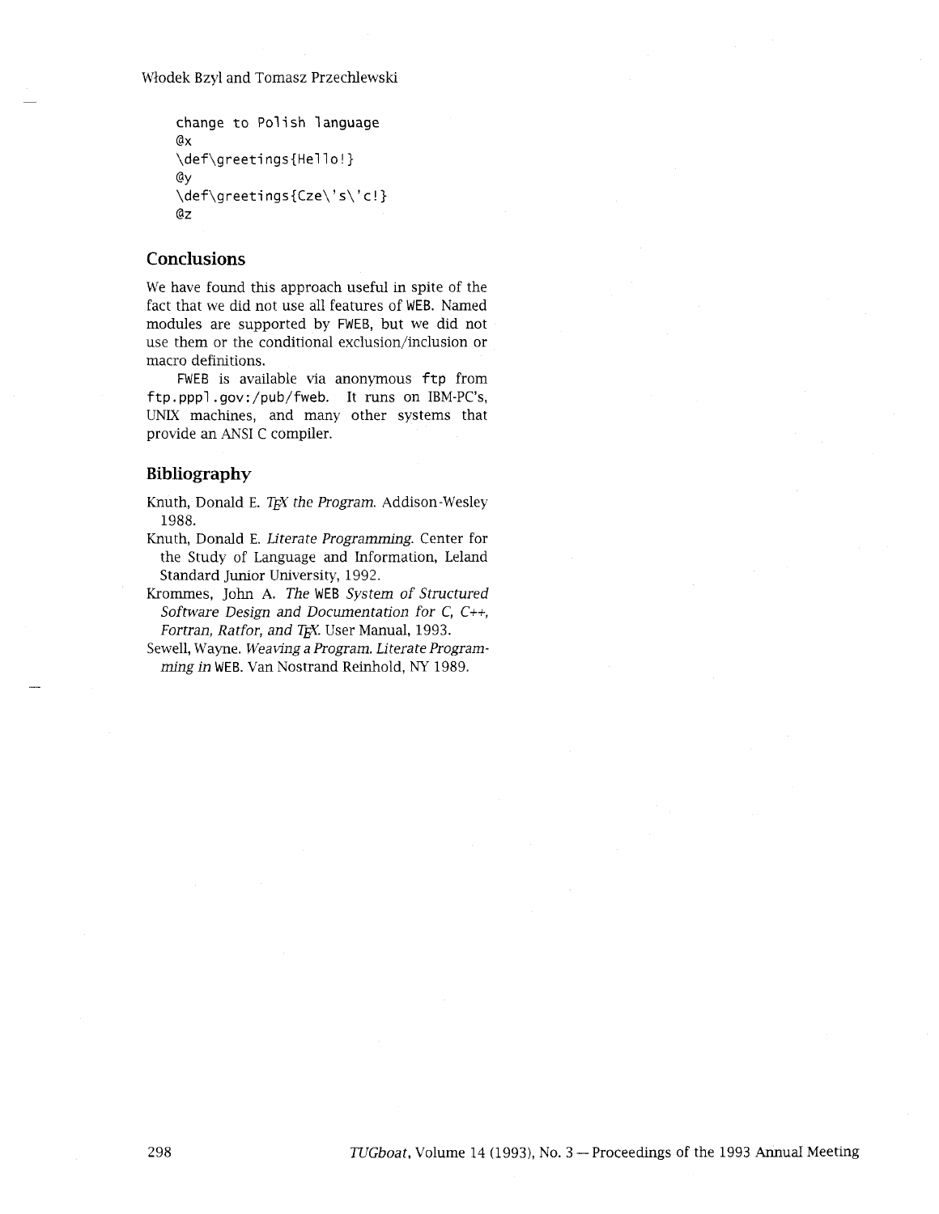```
change to Polish language
@x
\def\greetings{Hello!}
@y
\def\greetings{Cze\'s\'c!}
@z
```

## Conclusions

We have found this approach useful in spite of the fact that we did not use all features of WEB. Named modules are supported by FWEB, but we did not use them or the conditional exclusion/inclusion or macro definitions.

FWEB is available via anonymous `ftp` from `ftp.pppl.gov:/pub/fweb`. It runs on IBM-PC's, UNIX machines, and many other systems that provide an ANSI C compiler.

## Bibliography

Knuth, Donald E. *TeX the Program.* Addison-Wesley 1988.

Knuth, Donald E. *Literate Programming.* Center for the Study of Language and Information, Leland Standard Junior University, 1992.

Krommes, John A. *The* WEB *System of Structured Software Design and Documentation for C, C++, Fortran, Ratfor, and TeX.* User Manual, 1993.

Sewell, Wayne. *Weaving a Program. Literate Programming in* WEB. Van Nostrand Reinhold, NY 1989.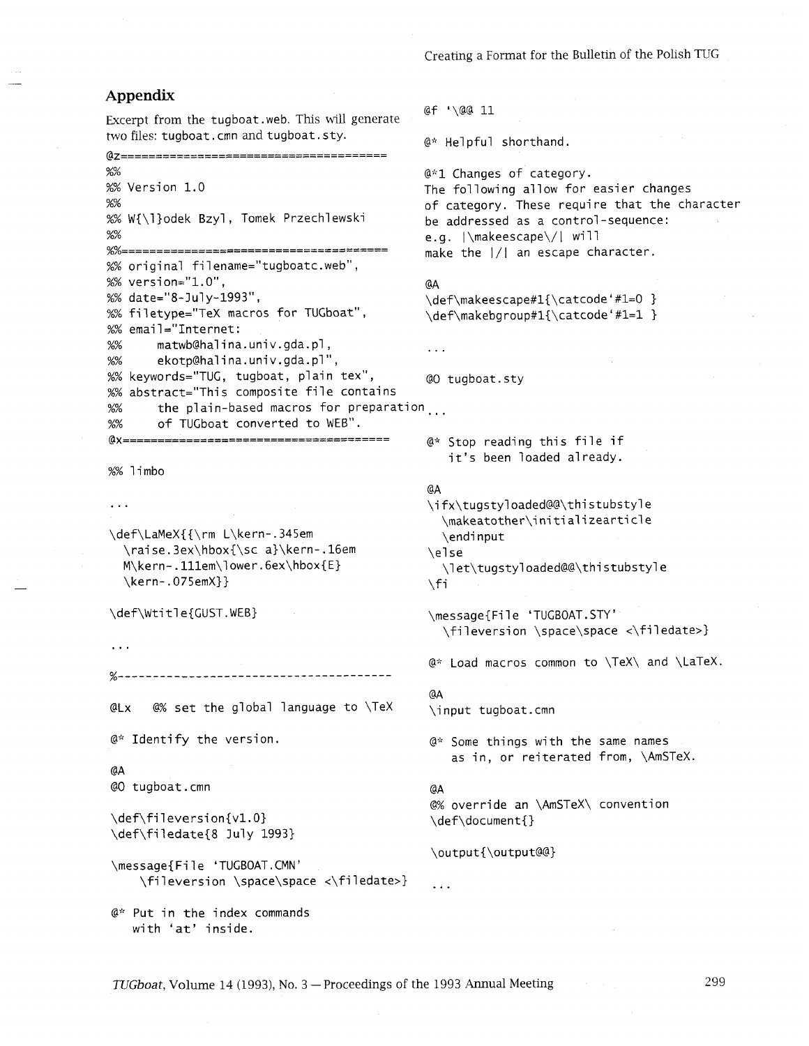## Appendix

Excerpt from the tugboat.web. This will generate two files: tugboat.cmn and tugboat.sty.

```
@z=======================================
%%
%% Version 1.0
%%
%% W{\l}odek Bzyl, Tomek Przechlewski
%%
%%=======================================
%% original filename="tugboatc.web",
%% version="1.0",
%% date="8-July-1993",
%% filetype="TeX macros for TUGboat",
%% email="Internet:
%%      matwb@halina.univ.gda.pl,
%%      ekotp@halina.univ.gda.pl",
%% keywords="TUG, tugboat, plain tex",
%% abstract="This composite file contains
%%      the plain-based macros for preparation
%%      of TUGboat converted to WEB".
@x=======================================

%% limbo

...

\def\LaMeX{{\rm L\kern-.345em
  \raise.3ex\hbox{\sc a}\kern-.16em
  M\kern-.111em\lower.6ex\hbox{E}
  \kern-.075emX}}

\def\Wtitle{GUST.WEB}

...

%----------------------------------------

@Lx   @% set the global language to \TeX

@* Identify the version.

@A
@O tugboat.cmn

\def\fileversion{v1.0}
\def\filedate{8 July 1993}

\message{File 'TUGBOAT.CMN'
     \fileversion \space\space <\filedate>}

@* Put in the index commands
   with 'at' inside.

@f '\@@ 11

@* Helpful shorthand.

@*1 Changes of category.
The following allow for easier changes
of category. These require that the character
be addressed as a control-sequence:
e.g. |\makeescape\/| will
make the |/| an escape character.

@A
\def\makeescape#1{\catcode'#1=0 }
\def\makebgroup#1{\catcode'#1=1 }

...

@O tugboat.sty

...

@* Stop reading this file if
   it's been loaded already.

@A
\ifx\tugstyloaded@@\thistubstyle
  \makeatother\initializearticle
  \endinput
\else
  \let\tugstyloaded@@\thistubstyle
\fi

\message{File 'TUGBOAT.STY'
  \fileversion \space\space <\filedate>}

@* Load macros common to \TeX\ and \LaTeX.

@A
\input tugboat.cmn

@* Some things with the same names
   as in, or reiterated from, \AmSTeX.

@A
@% override an \AmSTeX\ convention
\def\document{}

\output{\output@@}

...
```